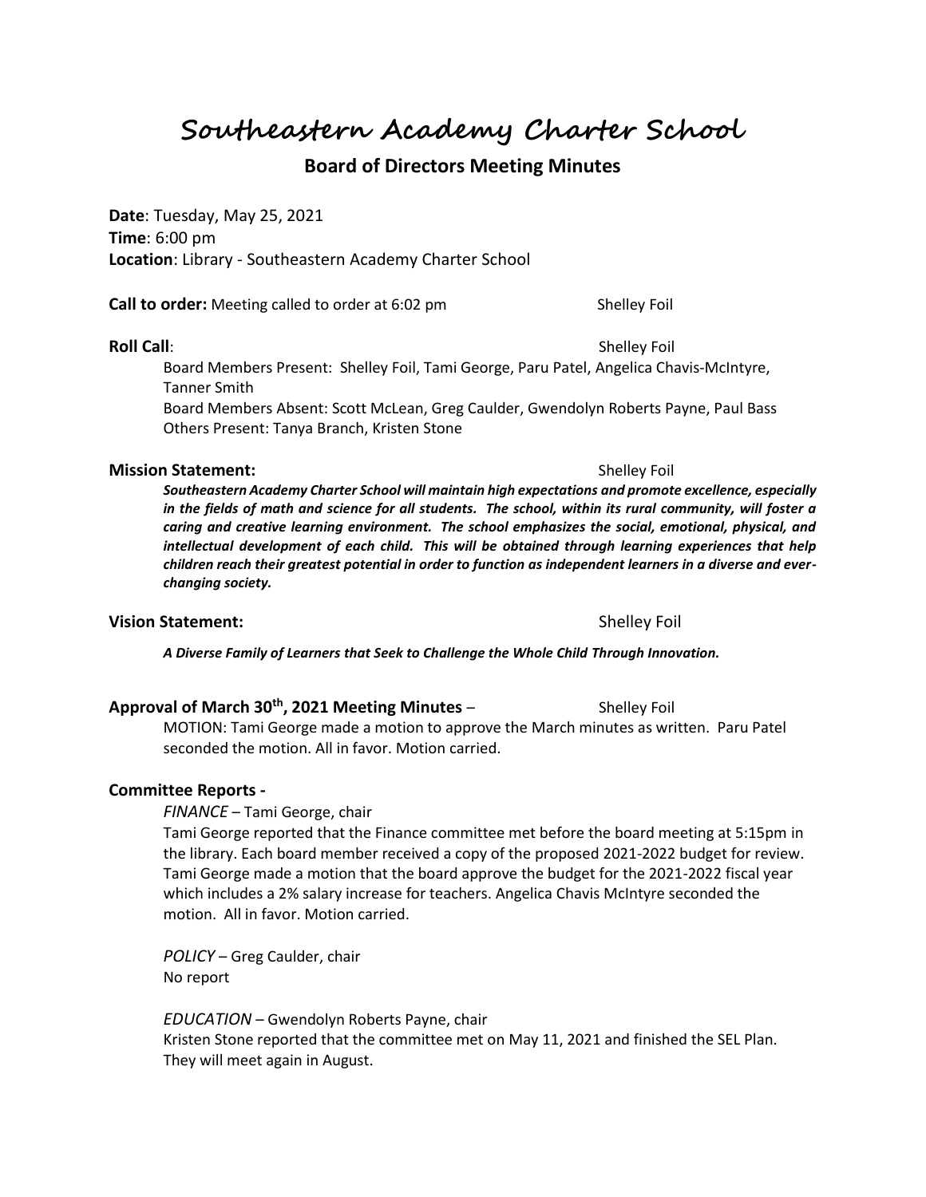# Southeastern Academy Charter School

## Board of Directors Meeting Minutes

**Date**: Tuesday, May 25, 2021
**Time**: 6:00 pm
**Location**: Library - Southeastern Academy Charter School

**Call to order:** Meeting called to order at 6:02 pm — Shelley Foil

**Roll Call**: — Shelley Foil

Board Members Present: Shelley Foil, Tami George, Paru Patel, Angelica Chavis-McIntyre, Tanner Smith
Board Members Absent: Scott McLean, Greg Caulder, Gwendolyn Roberts Payne, Paul Bass
Others Present: Tanya Branch, Kristen Stone

**Mission Statement:** — Shelley Foil

***Southeastern Academy Charter School will maintain high expectations and promote excellence, especially in the fields of math and science for all students. The school, within its rural community, will foster a caring and creative learning environment. The school emphasizes the social, emotional, physical, and intellectual development of each child. This will be obtained through learning experiences that help children reach their greatest potential in order to function as independent learners in a diverse and ever-changing society.***

**Vision Statement:** — Shelley Foil

***A Diverse Family of Learners that Seek to Challenge the Whole Child Through Innovation.***

**Approval of March 30th, 2021 Meeting Minutes** – Shelley Foil

MOTION: Tami George made a motion to approve the March minutes as written. Paru Patel seconded the motion. All in favor. Motion carried.

**Committee Reports -**

*FINANCE* – Tami George, chair
Tami George reported that the Finance committee met before the board meeting at 5:15pm in the library. Each board member received a copy of the proposed 2021-2022 budget for review. Tami George made a motion that the board approve the budget for the 2021-2022 fiscal year which includes a 2% salary increase for teachers. Angelica Chavis McIntyre seconded the motion. All in favor. Motion carried.

*POLICY* – Greg Caulder, chair
No report

*EDUCATION* – Gwendolyn Roberts Payne, chair
Kristen Stone reported that the committee met on May 11, 2021 and finished the SEL Plan. They will meet again in August.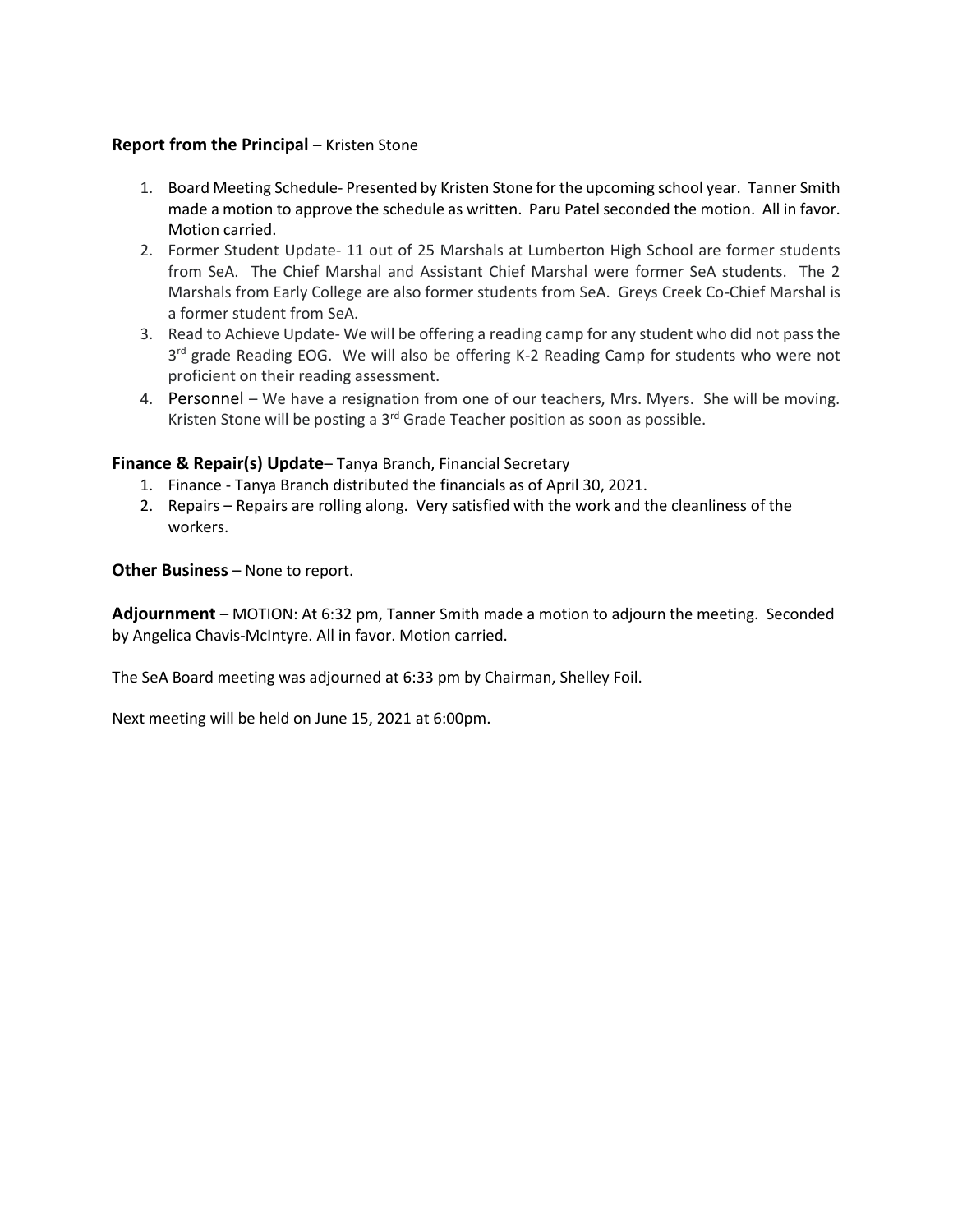**Report from the Principal** – Kristen Stone

1. Board Meeting Schedule- Presented by Kristen Stone for the upcoming school year. Tanner Smith made a motion to approve the schedule as written. Paru Patel seconded the motion. All in favor. Motion carried.
2. Former Student Update- 11 out of 25 Marshals at Lumberton High School are former students from SeA. The Chief Marshal and Assistant Chief Marshal were former SeA students. The 2 Marshals from Early College are also former students from SeA. Greys Creek Co-Chief Marshal is a former student from SeA.
3. Read to Achieve Update- We will be offering a reading camp for any student who did not pass the 3rd grade Reading EOG. We will also be offering K-2 Reading Camp for students who were not proficient on their reading assessment.
4. Personnel – We have a resignation from one of our teachers, Mrs. Myers. She will be moving. Kristen Stone will be posting a 3rd Grade Teacher position as soon as possible.

**Finance & Repair(s) Update**– Tanya Branch, Financial Secretary

1. Finance - Tanya Branch distributed the financials as of April 30, 2021.
2. Repairs – Repairs are rolling along. Very satisfied with the work and the cleanliness of the workers.

**Other Business** – None to report.

**Adjournment** – MOTION: At 6:32 pm, Tanner Smith made a motion to adjourn the meeting. Seconded by Angelica Chavis-McIntyre. All in favor. Motion carried.

The SeA Board meeting was adjourned at 6:33 pm by Chairman, Shelley Foil.

Next meeting will be held on June 15, 2021 at 6:00pm.